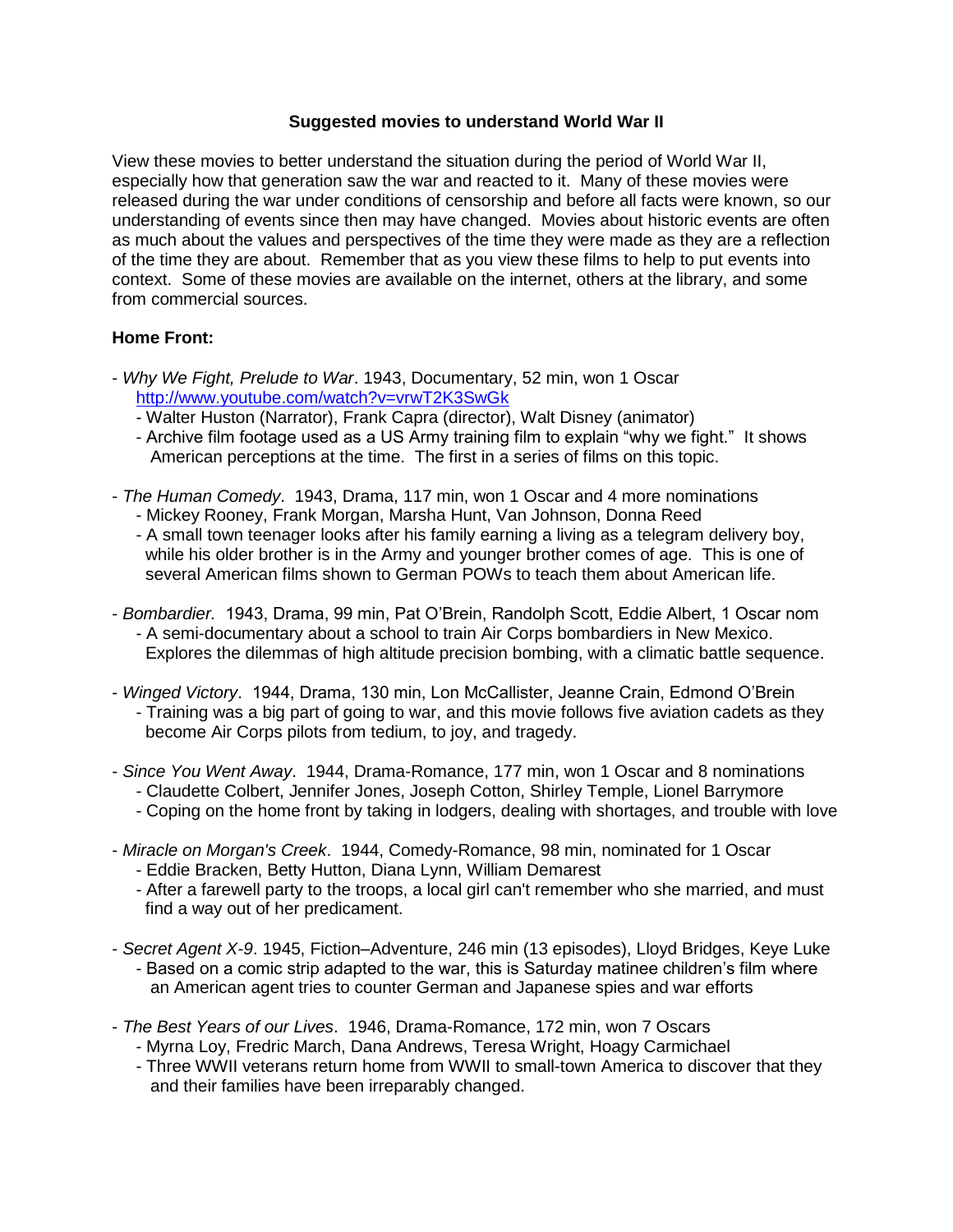## Suggested movies to understand World War II

View these movies to better understand the situation during the period of World War II, especially how that generation saw the war and reacted to it. Many of these movies were released during the war under conditions of censorship and before all facts were known, so our understanding of events since then may have changed. Movies about historic events are often as much about the values and perspectives of the time they were made as they are a reflection of the time they are about. Remember that as you view these films to help to put events into context. Some of these movies are available on the internet, others at the library, and some from commercial sources.

### Home Front:

- *Why We Fight, Prelude to War*. 1943, Documentary, 52 min, won 1 Oscar
  http://www.youtube.com/watch?v=vrwT2K3SwGk
  - Walter Huston (Narrator), Frank Capra (director), Walt Disney (animator)
  - Archive film footage used as a US Army training film to explain "why we fight." It shows American perceptions at the time. The first in a series of films on this topic.

- *The Human Comedy*. 1943, Drama, 117 min, won 1 Oscar and 4 more nominations
  - Mickey Rooney, Frank Morgan, Marsha Hunt, Van Johnson, Donna Reed
  - A small town teenager looks after his family earning a living as a telegram delivery boy, while his older brother is in the Army and younger brother comes of age. This is one of several American films shown to German POWs to teach them about American life.

- *Bombardier.* 1943, Drama, 99 min, Pat O'Brein, Randolph Scott, Eddie Albert, 1 Oscar nom
  - A semi-documentary about a school to train Air Corps bombardiers in New Mexico. Explores the dilemmas of high altitude precision bombing, with a climatic battle sequence.

- *Winged Victory*. 1944, Drama, 130 min, Lon McCallister, Jeanne Crain, Edmond O'Brein
  - Training was a big part of going to war, and this movie follows five aviation cadets as they become Air Corps pilots from tedium, to joy, and tragedy.

- *Since You Went Away*. 1944, Drama-Romance, 177 min, won 1 Oscar and 8 nominations
  - Claudette Colbert, Jennifer Jones, Joseph Cotton, Shirley Temple, Lionel Barrymore
  - Coping on the home front by taking in lodgers, dealing with shortages, and trouble with love

- *Miracle on Morgan's Creek*. 1944, Comedy-Romance, 98 min, nominated for 1 Oscar
  - Eddie Bracken, Betty Hutton, Diana Lynn, William Demarest
  - After a farewell party to the troops, a local girl can't remember who she married, and must find a way out of her predicament.

- *Secret Agent X-9*. 1945, Fiction–Adventure, 246 min (13 episodes), Lloyd Bridges, Keye Luke
  - Based on a comic strip adapted to the war, this is Saturday matinee children's film where an American agent tries to counter German and Japanese spies and war efforts

- *The Best Years of our Lives*. 1946, Drama-Romance, 172 min, won 7 Oscars
  - Myrna Loy, Fredric March, Dana Andrews, Teresa Wright, Hoagy Carmichael
  - Three WWII veterans return home from WWII to small-town America to discover that they and their families have been irreparably changed.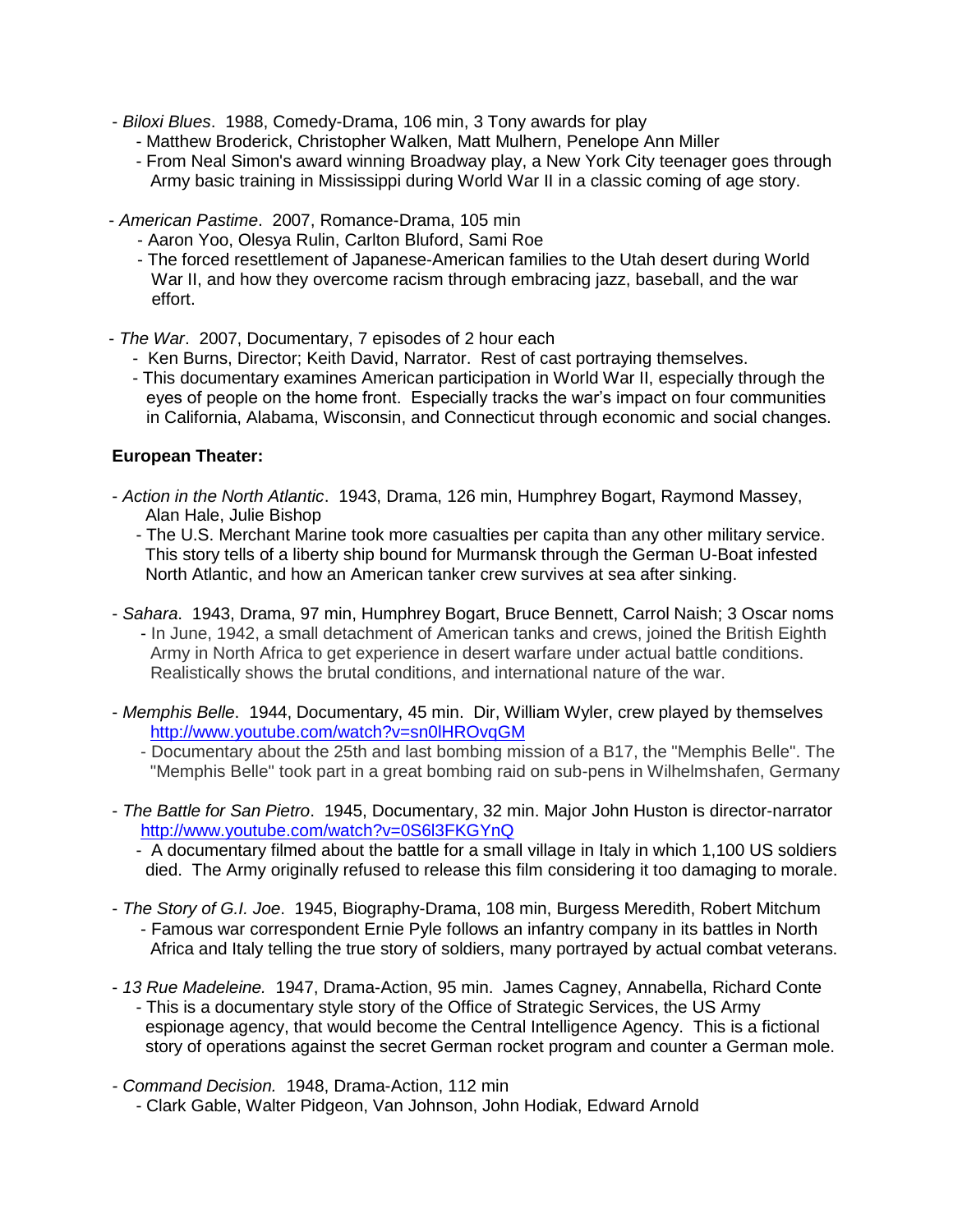- *Biloxi Blues*. 1988, Comedy-Drama, 106 min, 3 Tony awards for play
  - Matthew Broderick, Christopher Walken, Matt Mulhern, Penelope Ann Miller
  - From Neal Simon's award winning Broadway play, a New York City teenager goes through Army basic training in Mississippi during World War II in a classic coming of age story.

- *American Pastime*. 2007, Romance-Drama, 105 min
  - Aaron Yoo, Olesya Rulin, Carlton Bluford, Sami Roe
  - The forced resettlement of Japanese-American families to the Utah desert during World War II, and how they overcome racism through embracing jazz, baseball, and the war effort.

- *The War*. 2007, Documentary, 7 episodes of 2 hour each
  - Ken Burns, Director; Keith David, Narrator. Rest of cast portraying themselves.
  - This documentary examines American participation in World War II, especially through the eyes of people on the home front. Especially tracks the war's impact on four communities in California, Alabama, Wisconsin, and Connecticut through economic and social changes.

**European Theater:**

- *Action in the North Atlantic*. 1943, Drama, 126 min, Humphrey Bogart, Raymond Massey, Alan Hale, Julie Bishop
  - The U.S. Merchant Marine took more casualties per capita than any other military service. This story tells of a liberty ship bound for Murmansk through the German U-Boat infested North Atlantic, and how an American tanker crew survives at sea after sinking.

- *Sahara*. 1943, Drama, 97 min, Humphrey Bogart, Bruce Bennett, Carrol Naish; 3 Oscar noms
  - In June, 1942, a small detachment of American tanks and crews, joined the British Eighth Army in North Africa to get experience in desert warfare under actual battle conditions. Realistically shows the brutal conditions, and international nature of the war.

- *Memphis Belle*. 1944, Documentary, 45 min. Dir, William Wyler, crew played by themselves
  http://www.youtube.com/watch?v=sn0lHROvqGM
  - Documentary about the 25th and last bombing mission of a B17, the "Memphis Belle". The "Memphis Belle" took part in a great bombing raid on sub-pens in Wilhelmshafen, Germany

- *The Battle for San Pietro*. 1945, Documentary, 32 min. Major John Huston is director-narrator
  http://www.youtube.com/watch?v=0S6l3FKGYnQ
  - A documentary filmed about the battle for a small village in Italy in which 1,100 US soldiers died. The Army originally refused to release this film considering it too damaging to morale.

- *The Story of G.I. Joe*. 1945, Biography-Drama, 108 min, Burgess Meredith, Robert Mitchum
  - Famous war correspondent Ernie Pyle follows an infantry company in its battles in North Africa and Italy telling the true story of soldiers, many portrayed by actual combat veterans.

- *13 Rue Madeleine.* 1947, Drama-Action, 95 min. James Cagney, Annabella, Richard Conte
  - This is a documentary style story of the Office of Strategic Services, the US Army espionage agency, that would become the Central Intelligence Agency. This is a fictional story of operations against the secret German rocket program and counter a German mole.

- *Command Decision.* 1948, Drama-Action, 112 min
  - Clark Gable, Walter Pidgeon, Van Johnson, John Hodiak, Edward Arnold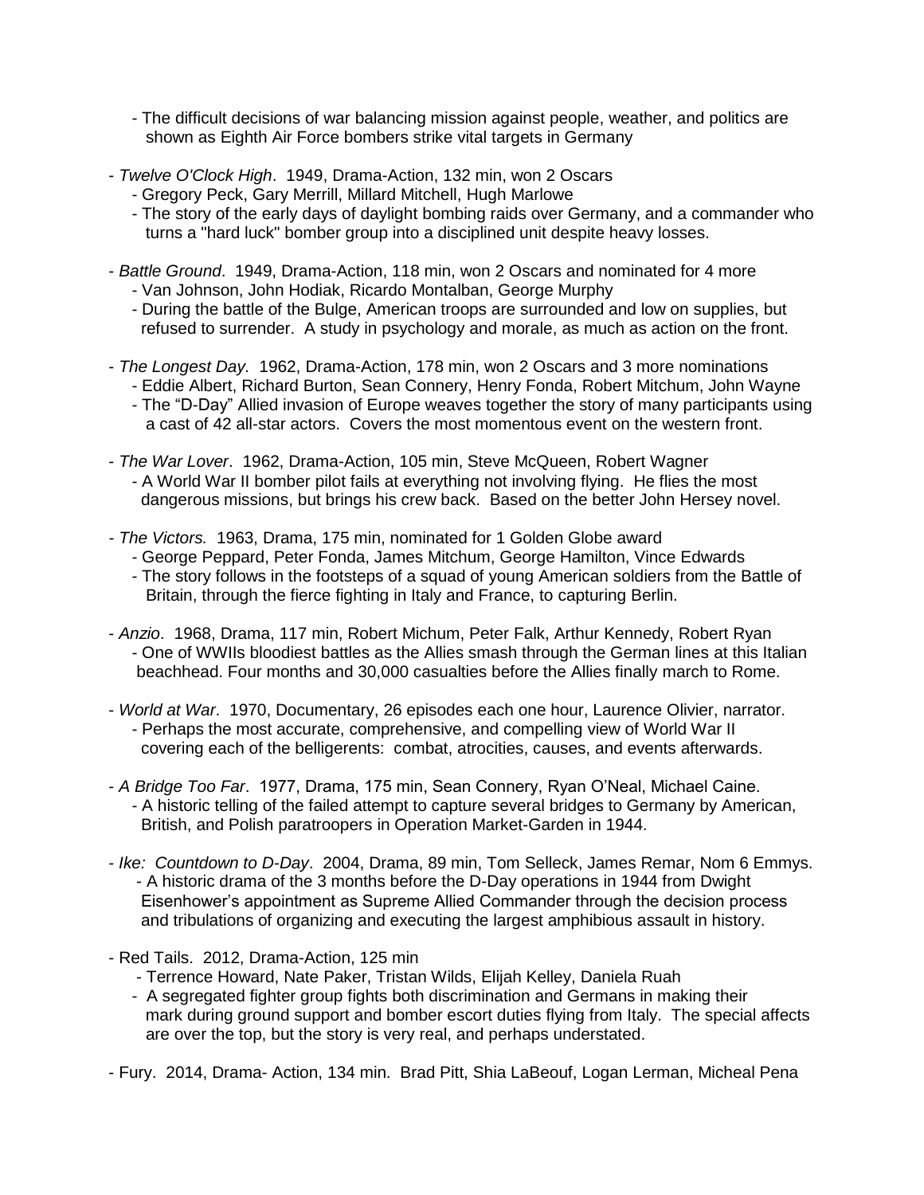- The difficult decisions of war balancing mission against people, weather, and politics are shown as Eighth Air Force bombers strike vital targets in Germany

- *Twelve O'Clock High*. 1949, Drama-Action, 132 min, won 2 Oscars
  - Gregory Peck, Gary Merrill, Millard Mitchell, Hugh Marlowe
  - The story of the early days of daylight bombing raids over Germany, and a commander who turns a "hard luck" bomber group into a disciplined unit despite heavy losses.

- *Battle Ground*. 1949, Drama-Action, 118 min, won 2 Oscars and nominated for 4 more
  - Van Johnson, John Hodiak, Ricardo Montalban, George Murphy
  - During the battle of the Bulge, American troops are surrounded and low on supplies, but refused to surrender. A study in psychology and morale, as much as action on the front.

- *The Longest Day.* 1962, Drama-Action, 178 min, won 2 Oscars and 3 more nominations
  - Eddie Albert, Richard Burton, Sean Connery, Henry Fonda, Robert Mitchum, John Wayne
  - The "D-Day" Allied invasion of Europe weaves together the story of many participants using a cast of 42 all-star actors. Covers the most momentous event on the western front.

- *The War Lover*. 1962, Drama-Action, 105 min, Steve McQueen, Robert Wagner
  - A World War II bomber pilot fails at everything not involving flying. He flies the most dangerous missions, but brings his crew back. Based on the better John Hersey novel.

- *The Victors.* 1963, Drama, 175 min, nominated for 1 Golden Globe award
  - George Peppard, Peter Fonda, James Mitchum, George Hamilton, Vince Edwards
  - The story follows in the footsteps of a squad of young American soldiers from the Battle of Britain, through the fierce fighting in Italy and France, to capturing Berlin.

- *Anzio*. 1968, Drama, 117 min, Robert Michum, Peter Falk, Arthur Kennedy, Robert Ryan
  - One of WWIIs bloodiest battles as the Allies smash through the German lines at this Italian beachhead. Four months and 30,000 casualties before the Allies finally march to Rome.

- *World at War*. 1970, Documentary, 26 episodes each one hour, Laurence Olivier, narrator.
  - Perhaps the most accurate, comprehensive, and compelling view of World War II covering each of the belligerents: combat, atrocities, causes, and events afterwards.

- *A Bridge Too Far*. 1977, Drama, 175 min, Sean Connery, Ryan O'Neal, Michael Caine.
  - A historic telling of the failed attempt to capture several bridges to Germany by American, British, and Polish paratroopers in Operation Market-Garden in 1944.

- *Ike: Countdown to D-Day*. 2004, Drama, 89 min, Tom Selleck, James Remar, Nom 6 Emmys.
  - A historic drama of the 3 months before the D-Day operations in 1944 from Dwight Eisenhower's appointment as Supreme Allied Commander through the decision process and tribulations of organizing and executing the largest amphibious assault in history.

- Red Tails. 2012, Drama-Action, 125 min
  - Terrence Howard, Nate Paker, Tristan Wilds, Elijah Kelley, Daniela Ruah
  - A segregated fighter group fights both discrimination and Germans in making their mark during ground support and bomber escort duties flying from Italy. The special affects are over the top, but the story is very real, and perhaps understated.

- Fury. 2014, Drama- Action, 134 min. Brad Pitt, Shia LaBeouf, Logan Lerman, Micheal Pena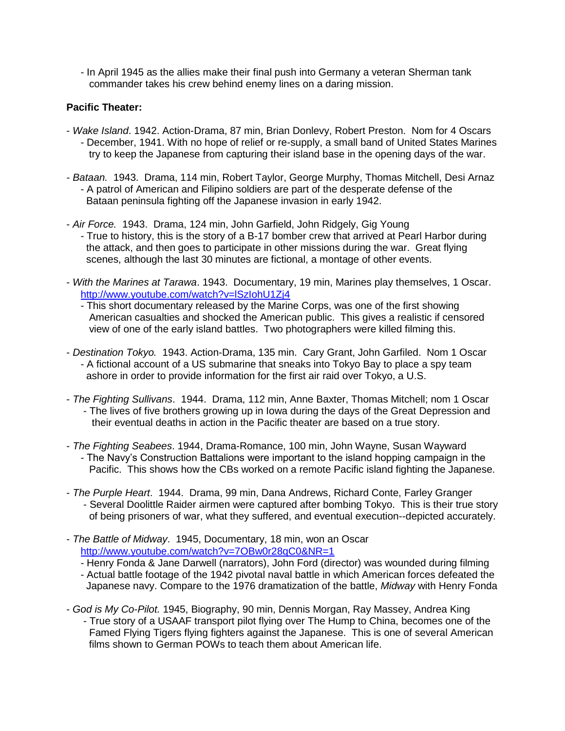- In April 1945 as the allies make their final push into Germany a veteran Sherman tank commander takes his crew behind enemy lines on a daring mission.

**Pacific Theater:**

- *Wake Island*. 1942. Action-Drama, 87 min, Brian Donlevy, Robert Preston. Nom for 4 Oscars
  - December, 1941. With no hope of relief or re-supply, a small band of United States Marines try to keep the Japanese from capturing their island base in the opening days of the war.

- *Bataan.* 1943. Drama, 114 min, Robert Taylor, George Murphy, Thomas Mitchell, Desi Arnaz
  - A patrol of American and Filipino soldiers are part of the desperate defense of the Bataan peninsula fighting off the Japanese invasion in early 1942.

- *Air Force.* 1943. Drama, 124 min, John Garfield, John Ridgely, Gig Young
  - True to history, this is the story of a B-17 bomber crew that arrived at Pearl Harbor during the attack, and then goes to participate in other missions during the war. Great flying scenes, although the last 30 minutes are fictional, a montage of other events.

- *With the Marines at Tarawa*. 1943. Documentary, 19 min, Marines play themselves, 1 Oscar. http://www.youtube.com/watch?v=lSzIohU1Zj4
  - This short documentary released by the Marine Corps, was one of the first showing American casualties and shocked the American public. This gives a realistic if censored view of one of the early island battles. Two photographers were killed filming this.

- *Destination Tokyo.* 1943. Action-Drama, 135 min. Cary Grant, John Garfiled. Nom 1 Oscar
  - A fictional account of a US submarine that sneaks into Tokyo Bay to place a spy team ashore in order to provide information for the first air raid over Tokyo, a U.S.

- *The Fighting Sullivans*. 1944. Drama, 112 min, Anne Baxter, Thomas Mitchell; nom 1 Oscar
  - The lives of five brothers growing up in Iowa during the days of the Great Depression and their eventual deaths in action in the Pacific theater are based on a true story.

- *The Fighting Seabees*. 1944, Drama-Romance, 100 min, John Wayne, Susan Wayward
  - The Navy's Construction Battalions were important to the island hopping campaign in the Pacific. This shows how the CBs worked on a remote Pacific island fighting the Japanese.

- *The Purple Heart*. 1944. Drama, 99 min, Dana Andrews, Richard Conte, Farley Granger
  - Several Doolittle Raider airmen were captured after bombing Tokyo. This is their true story of being prisoners of war, what they suffered, and eventual execution--depicted accurately.

- *The Battle of Midway*. 1945, Documentary, 18 min, won an Oscar http://www.youtube.com/watch?v=7OBw0r28qC0&NR=1
  - Henry Fonda & Jane Darwell (narrators), John Ford (director) was wounded during filming
  - Actual battle footage of the 1942 pivotal naval battle in which American forces defeated the Japanese navy. Compare to the 1976 dramatization of the battle, *Midway* with Henry Fonda

- *God is My Co-Pilot.* 1945, Biography, 90 min, Dennis Morgan, Ray Massey, Andrea King
  - True story of a USAAF transport pilot flying over The Hump to China, becomes one of the Famed Flying Tigers flying fighters against the Japanese. This is one of several American films shown to German POWs to teach them about American life.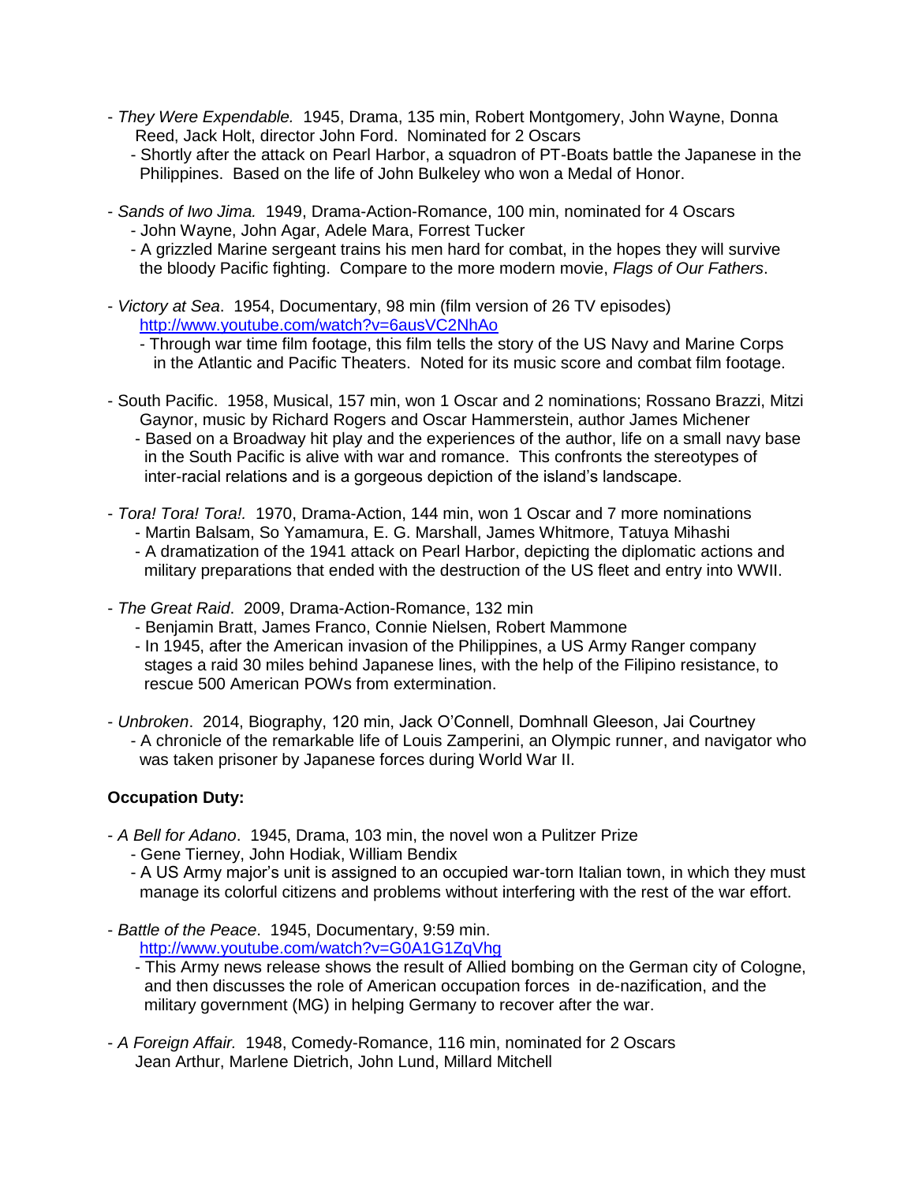- *They Were Expendable.* 1945, Drama, 135 min, Robert Montgomery, John Wayne, Donna Reed, Jack Holt, director John Ford. Nominated for 2 Oscars
  - Shortly after the attack on Pearl Harbor, a squadron of PT-Boats battle the Japanese in the Philippines. Based on the life of John Bulkeley who won a Medal of Honor.

- *Sands of Iwo Jima.* 1949, Drama-Action-Romance, 100 min, nominated for 4 Oscars
  - John Wayne, John Agar, Adele Mara, Forrest Tucker
  - A grizzled Marine sergeant trains his men hard for combat, in the hopes they will survive the bloody Pacific fighting. Compare to the more modern movie, *Flags of Our Fathers*.

- *Victory at Sea*. 1954, Documentary, 98 min (film version of 26 TV episodes)
  http://www.youtube.com/watch?v=6ausVC2NhAo
  - Through war time film footage, this film tells the story of the US Navy and Marine Corps in the Atlantic and Pacific Theaters. Noted for its music score and combat film footage.

- South Pacific. 1958, Musical, 157 min, won 1 Oscar and 2 nominations; Rossano Brazzi, Mitzi Gaynor, music by Richard Rogers and Oscar Hammerstein, author James Michener
  - Based on a Broadway hit play and the experiences of the author, life on a small navy base in the South Pacific is alive with war and romance. This confronts the stereotypes of inter-racial relations and is a gorgeous depiction of the island's landscape.

- *Tora! Tora! Tora!.* 1970, Drama-Action, 144 min, won 1 Oscar and 7 more nominations
  - Martin Balsam, So Yamamura, E. G. Marshall, James Whitmore, Tatuya Mihashi
  - A dramatization of the 1941 attack on Pearl Harbor, depicting the diplomatic actions and military preparations that ended with the destruction of the US fleet and entry into WWII.

- *The Great Raid*. 2009, Drama-Action-Romance, 132 min
  - Benjamin Bratt, James Franco, Connie Nielsen, Robert Mammone
  - In 1945, after the American invasion of the Philippines, a US Army Ranger company stages a raid 30 miles behind Japanese lines, with the help of the Filipino resistance, to rescue 500 American POWs from extermination.

- *Unbroken*. 2014, Biography, 120 min, Jack O'Connell, Domhnall Gleeson, Jai Courtney
  - A chronicle of the remarkable life of Louis Zamperini, an Olympic runner, and navigator who was taken prisoner by Japanese forces during World War II.

**Occupation Duty:**

- *A Bell for Adano*. 1945, Drama, 103 min, the novel won a Pulitzer Prize
  - Gene Tierney, John Hodiak, William Bendix
  - A US Army major's unit is assigned to an occupied war-torn Italian town, in which they must manage its colorful citizens and problems without interfering with the rest of the war effort.

- *Battle of the Peace*. 1945, Documentary, 9:59 min.
  http://www.youtube.com/watch?v=G0A1G1ZqVhg
  - This Army news release shows the result of Allied bombing on the German city of Cologne, and then discusses the role of American occupation forces in de-nazification, and the military government (MG) in helping Germany to recover after the war.

- *A Foreign Affair.* 1948, Comedy-Romance, 116 min, nominated for 2 Oscars
  Jean Arthur, Marlene Dietrich, John Lund, Millard Mitchell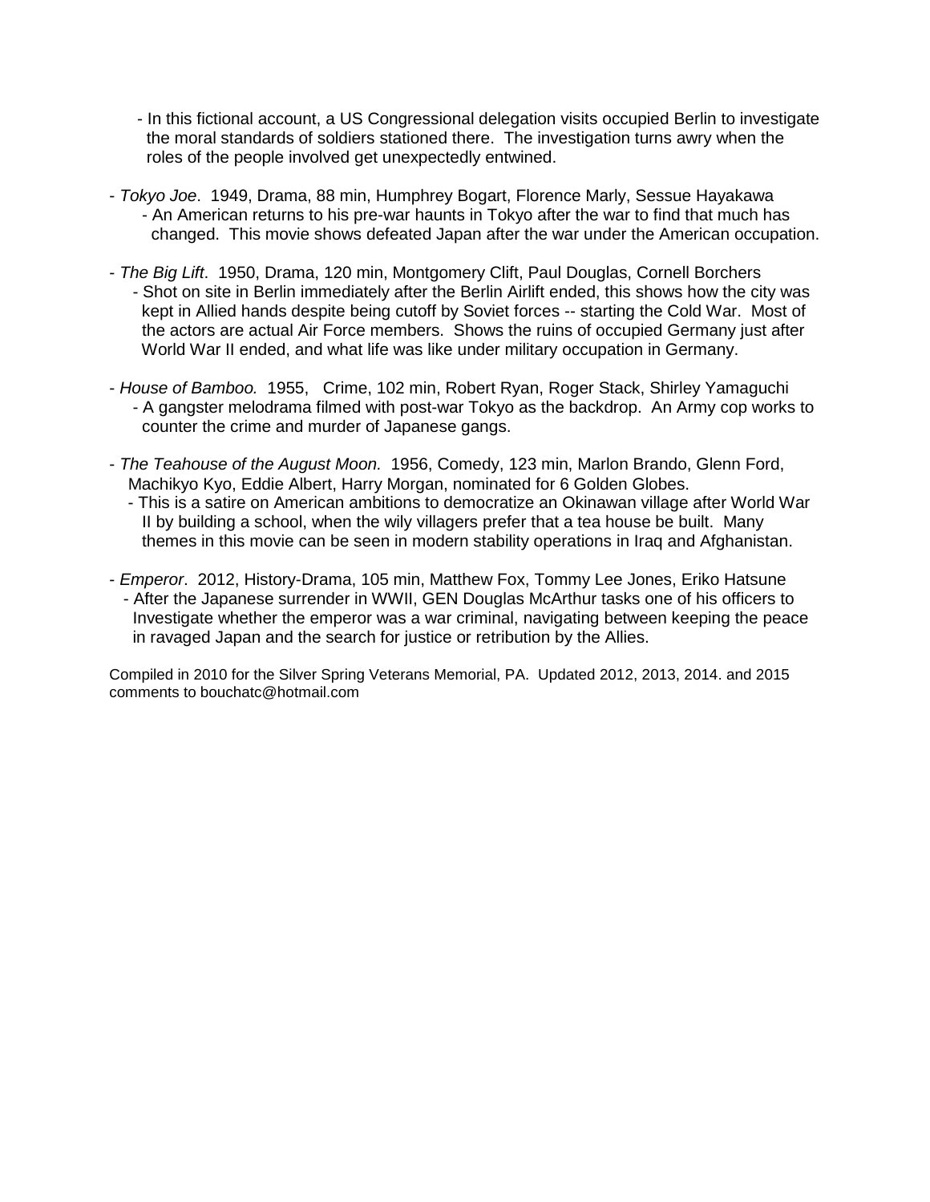- In this fictional account, a US Congressional delegation visits occupied Berlin to investigate the moral standards of soldiers stationed there. The investigation turns awry when the roles of the people involved get unexpectedly entwined.

- *Tokyo Joe*. 1949, Drama, 88 min, Humphrey Bogart, Florence Marly, Sessue Hayakawa
  - An American returns to his pre-war haunts in Tokyo after the war to find that much has changed. This movie shows defeated Japan after the war under the American occupation.

- *The Big Lift*. 1950, Drama, 120 min, Montgomery Clift, Paul Douglas, Cornell Borchers
  - Shot on site in Berlin immediately after the Berlin Airlift ended, this shows how the city was kept in Allied hands despite being cutoff by Soviet forces -- starting the Cold War. Most of the actors are actual Air Force members. Shows the ruins of occupied Germany just after World War II ended, and what life was like under military occupation in Germany.

- *House of Bamboo.* 1955, Crime, 102 min, Robert Ryan, Roger Stack, Shirley Yamaguchi
  - A gangster melodrama filmed with post-war Tokyo as the backdrop. An Army cop works to counter the crime and murder of Japanese gangs.

- *The Teahouse of the August Moon.* 1956, Comedy, 123 min, Marlon Brando, Glenn Ford, Machikyo Kyo, Eddie Albert, Harry Morgan, nominated for 6 Golden Globes.
  - This is a satire on American ambitions to democratize an Okinawan village after World War II by building a school, when the wily villagers prefer that a tea house be built. Many themes in this movie can be seen in modern stability operations in Iraq and Afghanistan.

- *Emperor*. 2012, History-Drama, 105 min, Matthew Fox, Tommy Lee Jones, Eriko Hatsune
  - After the Japanese surrender in WWII, GEN Douglas McArthur tasks one of his officers to Investigate whether the emperor was a war criminal, navigating between keeping the peace in ravaged Japan and the search for justice or retribution by the Allies.

Compiled in 2010 for the Silver Spring Veterans Memorial, PA. Updated 2012, 2013, 2014. and 2015
comments to bouchatc@hotmail.com